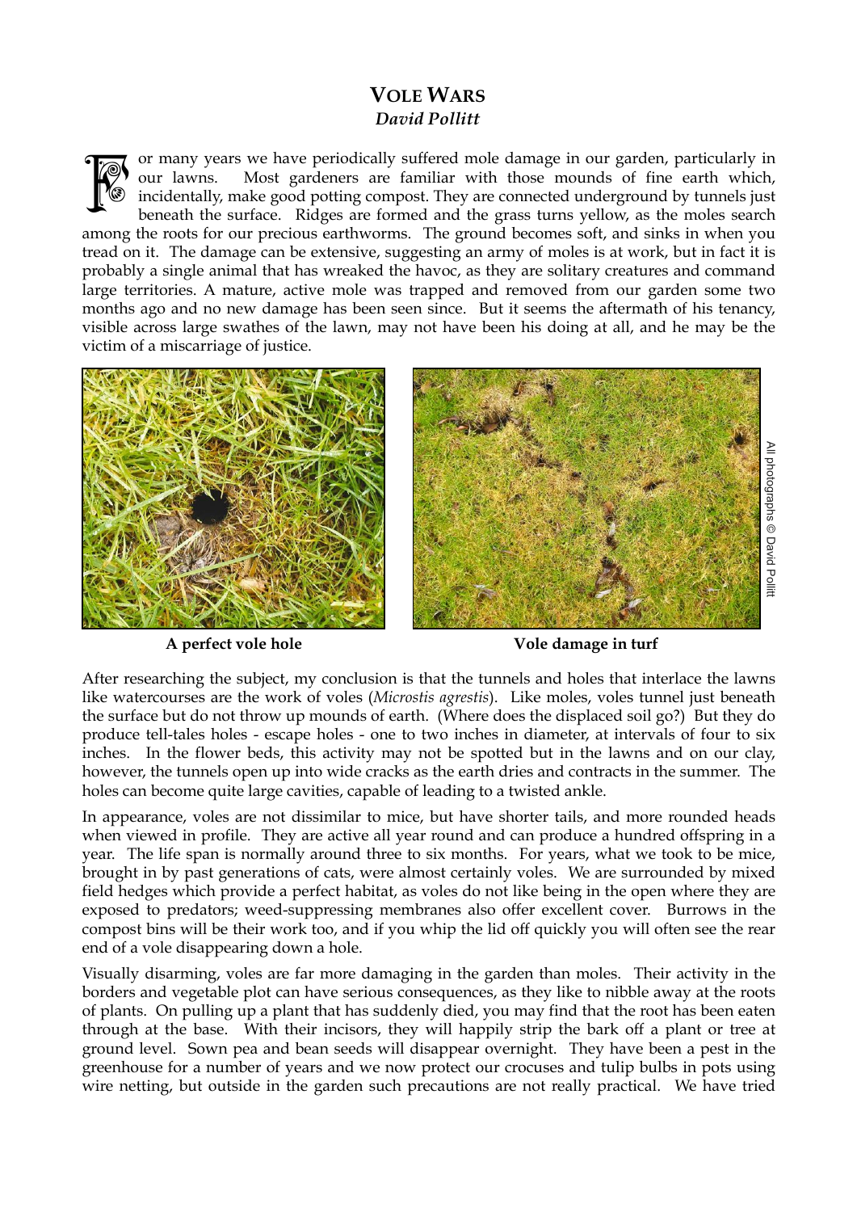# Vole Wars

***David Pollitt***

For many years we have periodically suffered mole damage in our garden, particularly in our lawns. Most gardeners are familiar with those mounds of fine earth which, incidentally, make good potting compost. They are connected underground by tunnels just beneath the surface. Ridges are formed and the grass turns yellow, as the moles search among the roots for our precious earthworms. The ground becomes soft, and sinks in when you tread on it. The damage can be extensive, suggesting an army of moles is at work, but in fact it is probably a single animal that has wreaked the havoc, as they are solitary creatures and command large territories. A mature, active mole was trapped and removed from our garden some two months ago and no new damage has been seen since. But it seems the aftermath of his tenancy, visible across large swathes of the lawn, may not have been his doing at all, and he may be the victim of a miscarriage of justice.

**A perfect vole hole**

**Vole damage in turf**

All photographs © David Pollitt

After researching the subject, my conclusion is that the tunnels and holes that interlace the lawns like watercourses are the work of voles (*Microstis agrestis*). Like moles, voles tunnel just beneath the surface but do not throw up mounds of earth. (Where does the displaced soil go?) But they do produce tell-tales holes - escape holes - one to two inches in diameter, at intervals of four to six inches. In the flower beds, this activity may not be spotted but in the lawns and on our clay, however, the tunnels open up into wide cracks as the earth dries and contracts in the summer. The holes can become quite large cavities, capable of leading to a twisted ankle.

In appearance, voles are not dissimilar to mice, but have shorter tails, and more rounded heads when viewed in profile. They are active all year round and can produce a hundred offspring in a year. The life span is normally around three to six months. For years, what we took to be mice, brought in by past generations of cats, were almost certainly voles. We are surrounded by mixed field hedges which provide a perfect habitat, as voles do not like being in the open where they are exposed to predators; weed-suppressing membranes also offer excellent cover. Burrows in the compost bins will be their work too, and if you whip the lid off quickly you will often see the rear end of a vole disappearing down a hole.

Visually disarming, voles are far more damaging in the garden than moles. Their activity in the borders and vegetable plot can have serious consequences, as they like to nibble away at the roots of plants. On pulling up a plant that has suddenly died, you may find that the root has been eaten through at the base. With their incisors, they will happily strip the bark off a plant or tree at ground level. Sown pea and bean seeds will disappear overnight. They have been a pest in the greenhouse for a number of years and we now protect our crocuses and tulip bulbs in pots using wire netting, but outside in the garden such precautions are not really practical. We have tried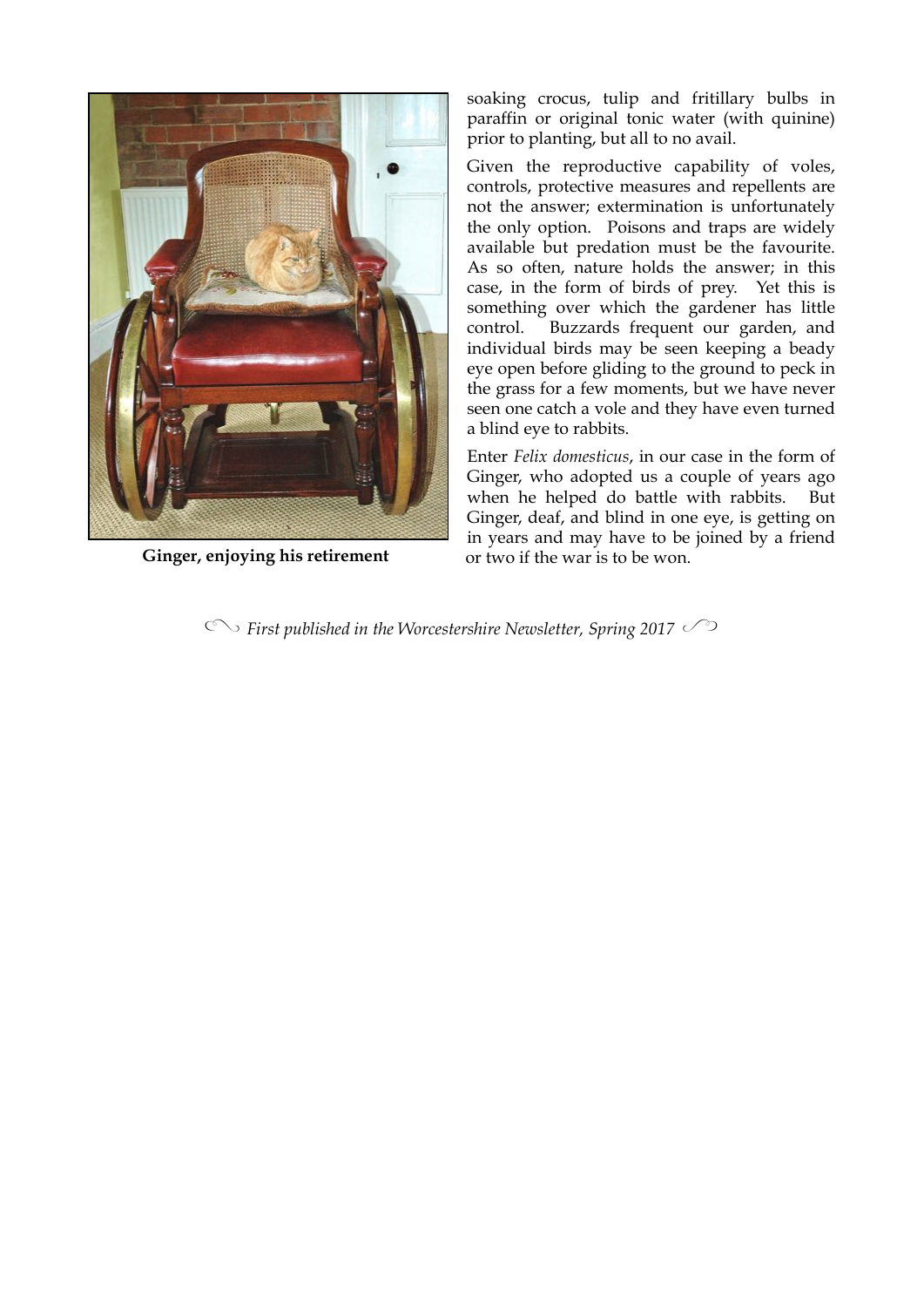**Ginger, enjoying his retirement**

soaking crocus, tulip and fritillary bulbs in paraffin or original tonic water (with quinine) prior to planting, but all to no avail.

Given the reproductive capability of voles, controls, protective measures and repellents are not the answer; extermination is unfortunately the only option. Poisons and traps are widely available but predation must be the favourite. As so often, nature holds the answer; in this case, in the form of birds of prey. Yet this is something over which the gardener has little control. Buzzards frequent our garden, and individual birds may be seen keeping a beady eye open before gliding to the ground to peck in the grass for a few moments, but we have never seen one catch a vole and they have even turned a blind eye to rabbits.

Enter *Felix domesticus*, in our case in the form of Ginger, who adopted us a couple of years ago when he helped do battle with rabbits. But Ginger, deaf, and blind in one eye, is getting on in years and may have to be joined by a friend or two if the war is to be won.

*First published in the Worcestershire Newsletter, Spring 2017*